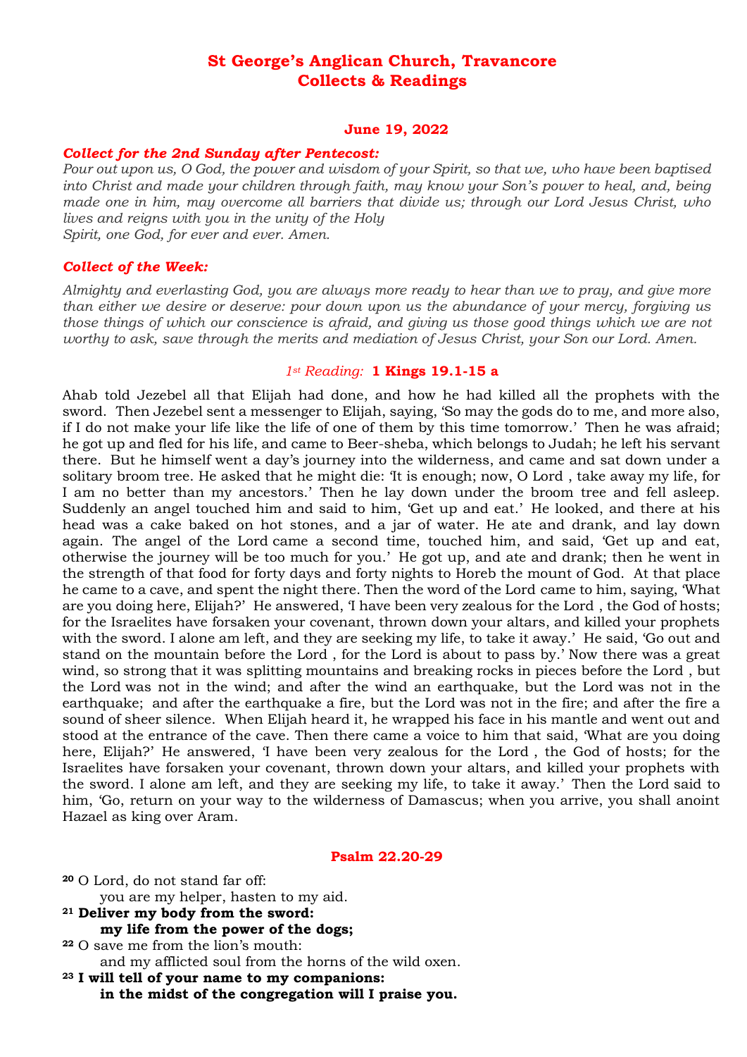# St George's Anglican Church, Travancore
# Collects & Readings

### June 19, 2022

***Collect for the 2nd Sunday after Pentecost:***

*Pour out upon us, O God, the power and wisdom of your Spirit, so that we, who have been baptised into Christ and made your children through faith, may know your Son's power to heal, and, being made one in him, may overcome all barriers that divide us; through our Lord Jesus Christ, who lives and reigns with you in the unity of the Holy Spirit, one God, for ever and ever. Amen.*

***Collect of the Week:***

*Almighty and everlasting God, you are always more ready to hear than we to pray, and give more than either we desire or deserve: pour down upon us the abundance of your mercy, forgiving us those things of which our conscience is afraid, and giving us those good things which we are not worthy to ask, save through the merits and mediation of Jesus Christ, your Son our Lord. Amen.*

### *1st Reading:* **1 Kings 19.1-15 a**

Ahab told Jezebel all that Elijah had done, and how he had killed all the prophets with the sword. Then Jezebel sent a messenger to Elijah, saying, 'So may the gods do to me, and more also, if I do not make your life like the life of one of them by this time tomorrow.' Then he was afraid; he got up and fled for his life, and came to Beer-sheba, which belongs to Judah; he left his servant there. But he himself went a day's journey into the wilderness, and came and sat down under a solitary broom tree. He asked that he might die: 'It is enough; now, O Lord , take away my life, for I am no better than my ancestors.' Then he lay down under the broom tree and fell asleep. Suddenly an angel touched him and said to him, 'Get up and eat.' He looked, and there at his head was a cake baked on hot stones, and a jar of water. He ate and drank, and lay down again. The angel of the Lord came a second time, touched him, and said, 'Get up and eat, otherwise the journey will be too much for you.' He got up, and ate and drank; then he went in the strength of that food for forty days and forty nights to Horeb the mount of God. At that place he came to a cave, and spent the night there. Then the word of the Lord came to him, saying, 'What are you doing here, Elijah?' He answered, 'I have been very zealous for the Lord , the God of hosts; for the Israelites have forsaken your covenant, thrown down your altars, and killed your prophets with the sword. I alone am left, and they are seeking my life, to take it away.' He said, 'Go out and stand on the mountain before the Lord , for the Lord is about to pass by.' Now there was a great wind, so strong that it was splitting mountains and breaking rocks in pieces before the Lord , but the Lord was not in the wind; and after the wind an earthquake, but the Lord was not in the earthquake; and after the earthquake a fire, but the Lord was not in the fire; and after the fire a sound of sheer silence. When Elijah heard it, he wrapped his face in his mantle and went out and stood at the entrance of the cave. Then there came a voice to him that said, 'What are you doing here, Elijah?' He answered, 'I have been very zealous for the Lord , the God of hosts; for the Israelites have forsaken your covenant, thrown down your altars, and killed your prophets with the sword. I alone am left, and they are seeking my life, to take it away.' Then the Lord said to him, 'Go, return on your way to the wilderness of Damascus; when you arrive, you shall anoint Hazael as king over Aram.

### Psalm 22.20-29

**20** O Lord, do not stand far off:
you are my helper, hasten to my aid.

**21 Deliver my body from the sword:**
**my life from the power of the dogs;**

**22** O save me from the lion's mouth:
and my afflicted soul from the horns of the wild oxen.

**23 I will tell of your name to my companions:**
**in the midst of the congregation will I praise you.**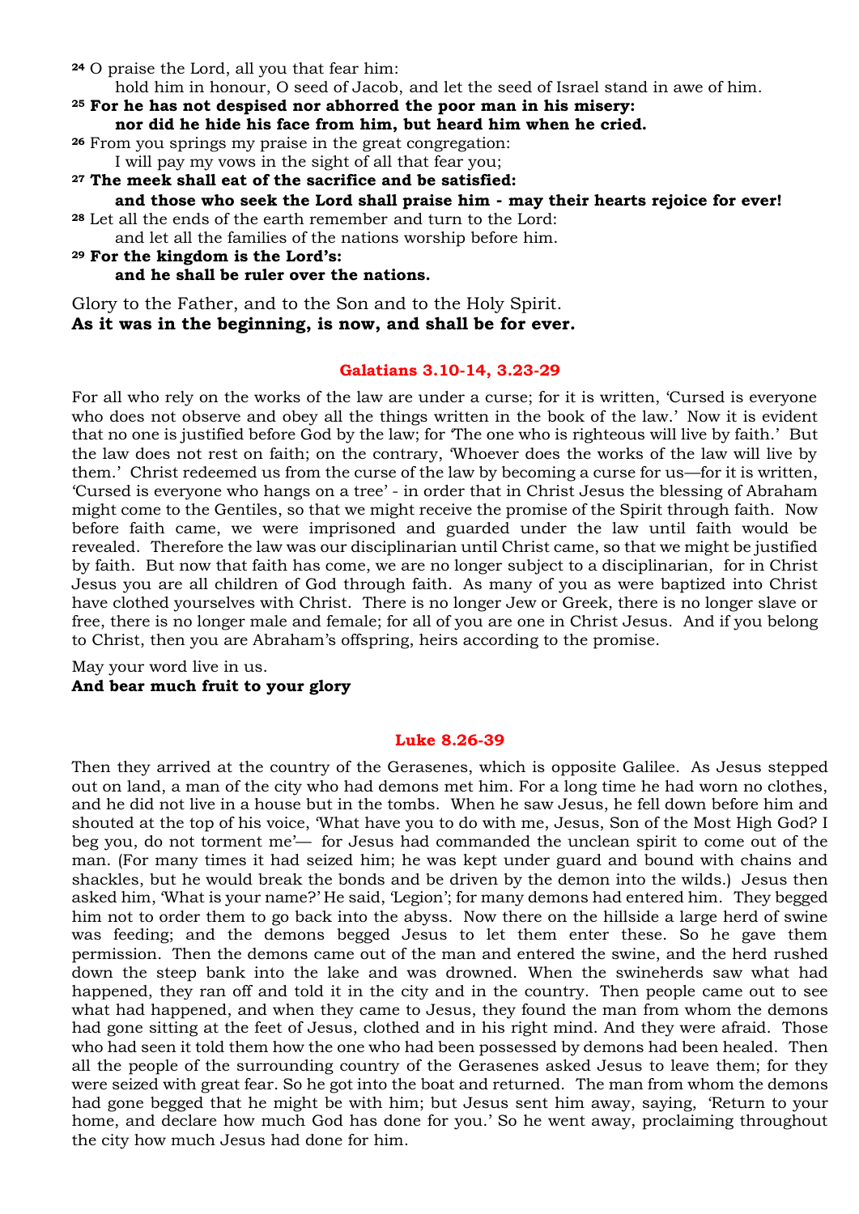**24** O praise the Lord, all you that fear him:
hold him in honour, O seed of Jacob, and let the seed of Israel stand in awe of him.

**25 For he has not despised nor abhorred the poor man in his misery:**
**nor did he hide his face from him, but heard him when he cried.**

**26** From you springs my praise in the great congregation:
I will pay my vows in the sight of all that fear you;

**27 The meek shall eat of the sacrifice and be satisfied:**
**and those who seek the Lord shall praise him - may their hearts rejoice for ever!**

**28** Let all the ends of the earth remember and turn to the Lord:
and let all the families of the nations worship before him.

**29 For the kingdom is the Lord's:**
**and he shall be ruler over the nations.**

Glory to the Father, and to the Son and to the Holy Spirit.
**As it was in the beginning, is now, and shall be for ever.**

## Galatians 3.10-14, 3.23-29

For all who rely on the works of the law are under a curse; for it is written, 'Cursed is everyone who does not observe and obey all the things written in the book of the law.' Now it is evident that no one is justified before God by the law; for 'The one who is righteous will live by faith.' But the law does not rest on faith; on the contrary, 'Whoever does the works of the law will live by them.' Christ redeemed us from the curse of the law by becoming a curse for us—for it is written, 'Cursed is everyone who hangs on a tree' - in order that in Christ Jesus the blessing of Abraham might come to the Gentiles, so that we might receive the promise of the Spirit through faith. Now before faith came, we were imprisoned and guarded under the law until faith would be revealed. Therefore the law was our disciplinarian until Christ came, so that we might be justified by faith. But now that faith has come, we are no longer subject to a disciplinarian, for in Christ Jesus you are all children of God through faith. As many of you as were baptized into Christ have clothed yourselves with Christ. There is no longer Jew or Greek, there is no longer slave or free, there is no longer male and female; for all of you are one in Christ Jesus. And if you belong to Christ, then you are Abraham's offspring, heirs according to the promise.

May your word live in us.
**And bear much fruit to your glory**

## Luke 8.26-39

Then they arrived at the country of the Gerasenes, which is opposite Galilee. As Jesus stepped out on land, a man of the city who had demons met him. For a long time he had worn no clothes, and he did not live in a house but in the tombs. When he saw Jesus, he fell down before him and shouted at the top of his voice, 'What have you to do with me, Jesus, Son of the Most High God? I beg you, do not torment me'— for Jesus had commanded the unclean spirit to come out of the man. (For many times it had seized him; he was kept under guard and bound with chains and shackles, but he would break the bonds and be driven by the demon into the wilds.) Jesus then asked him, 'What is your name?' He said, 'Legion'; for many demons had entered him. They begged him not to order them to go back into the abyss. Now there on the hillside a large herd of swine was feeding; and the demons begged Jesus to let them enter these. So he gave them permission. Then the demons came out of the man and entered the swine, and the herd rushed down the steep bank into the lake and was drowned. When the swineherds saw what had happened, they ran off and told it in the city and in the country. Then people came out to see what had happened, and when they came to Jesus, they found the man from whom the demons had gone sitting at the feet of Jesus, clothed and in his right mind. And they were afraid. Those who had seen it told them how the one who had been possessed by demons had been healed. Then all the people of the surrounding country of the Gerasenes asked Jesus to leave them; for they were seized with great fear. So he got into the boat and returned. The man from whom the demons had gone begged that he might be with him; but Jesus sent him away, saying, 'Return to your home, and declare how much God has done for you.' So he went away, proclaiming throughout the city how much Jesus had done for him.